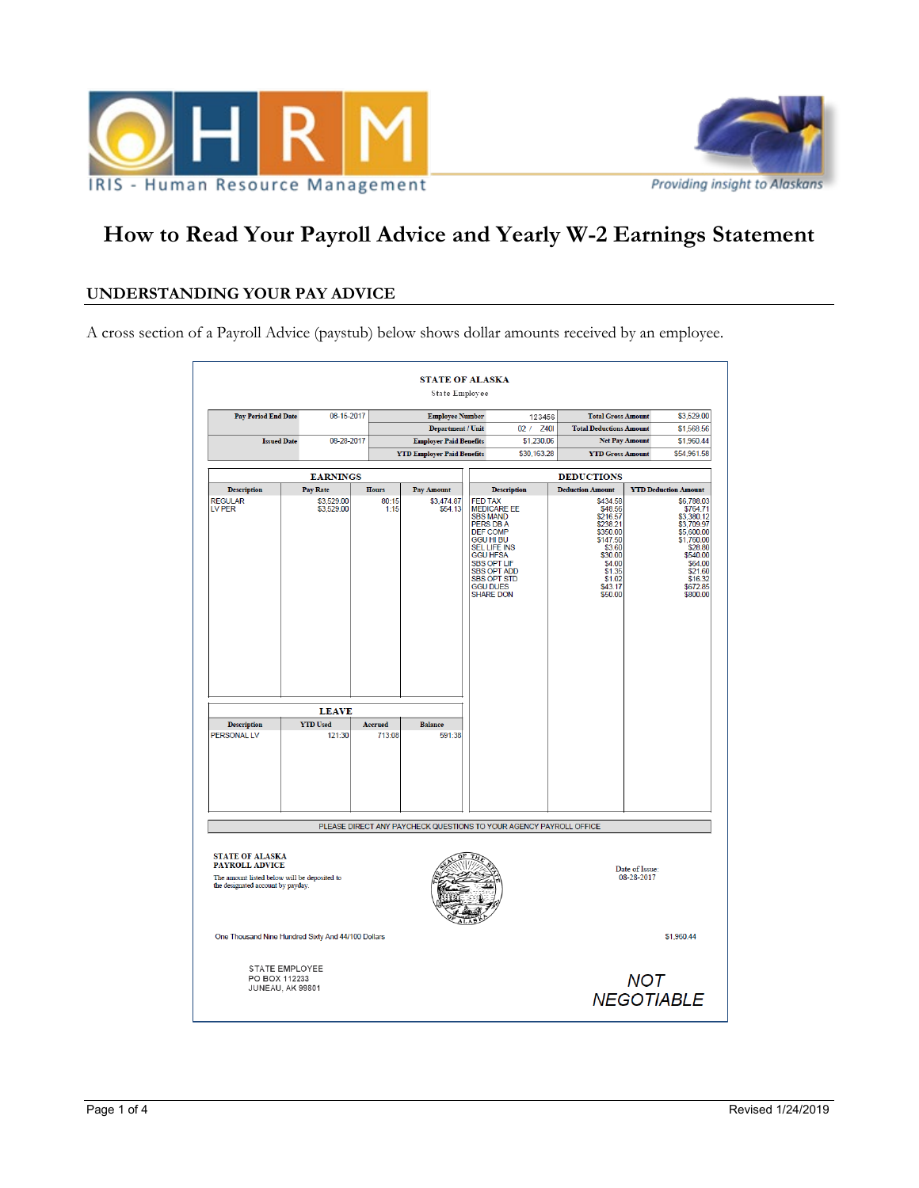IRIS - Human Resource Management

Providing insight to Alaskans

# How to Read Your Payroll Advice and Yearly W-2 Earnings Statement

## UNDERSTANDING YOUR PAY ADVICE

A cross section of a Payroll Advice (paystub) below shows dollar amounts received by an employee.

**STATE OF ALASKA**
State Employee

| | | | | | |
|---|---|---|---|---|---|
| Pay Period End Date | 08-15-2017 | Employee Number | 123456 | Total Gross Amount | $3,529.00 |
| | | Department / Unit | 02 / Z40I | Total Deductions Amount | $1,568.56 |
| Issued Date | 08-28-2017 | Employer Paid Benefits | $1,230.06 | Net Pay Amount | $1,960.44 |
| | | YTD Employer Paid Benefits | $30,163.28 | YTD Gross Amount | $54,961.58 |

**EARNINGS**

| Description | Pay Rate | Hours | Pay Amount |
|---|---|---|---|
| REGULAR | $3,529.00 | 80:15 | $3,474.87 |
| LV PER | $3,529.00 | 1:15 | $54.13 |

**DEDUCTIONS**

| Description | Deduction Amount | YTD Deduction Amount |
|---|---|---|
| FED TAX | $434.59 | $6,788.03 |
| MEDICARE EE | $48.56 | $764.71 |
| SBS MAND | $216.67 | $3,380.12 |
| PERS DB A | $238.21 | $3,709.97 |
| DEF COMP | $350.00 | $5,600.00 |
| GGU HI BU | $147.50 | $1,760.00 |
| SEL LIFE INS | $3.60 | $28.80 |
| GGU HFSA | $30.00 | $540.00 |
| SBS OPT LIF | $4.00 | $64.00 |
| SBS OPT ADD | $1.35 | $21.60 |
| SBS OPT STD | $1.02 | $16.32 |
| GGU DUES | $43.17 | $672.85 |
| SHARE DON | $50.00 | $800.00 |

**LEAVE**

| Description | YTD Used | Accrued | Balance |
|---|---|---|---|
| PERSONAL LV | 121:30 | 713:08 | 591:38 |

PLEASE DIRECT ANY PAYCHECK QUESTIONS TO YOUR AGENCY PAYROLL OFFICE

**STATE OF ALASKA**
**PAYROLL ADVICE**

The amount listed below will be deposited to the designated account by payday.

THE SEAL OF THE STATE OF ALASKA

Date of Issue:
08-28-2017

One Thousand Nine Hundred Sixty And 44/100 Dollars $1,960.44

STATE EMPLOYEE
PO BOX 112233
JUNEAU, AK 99801

*NOT NEGOTIABLE*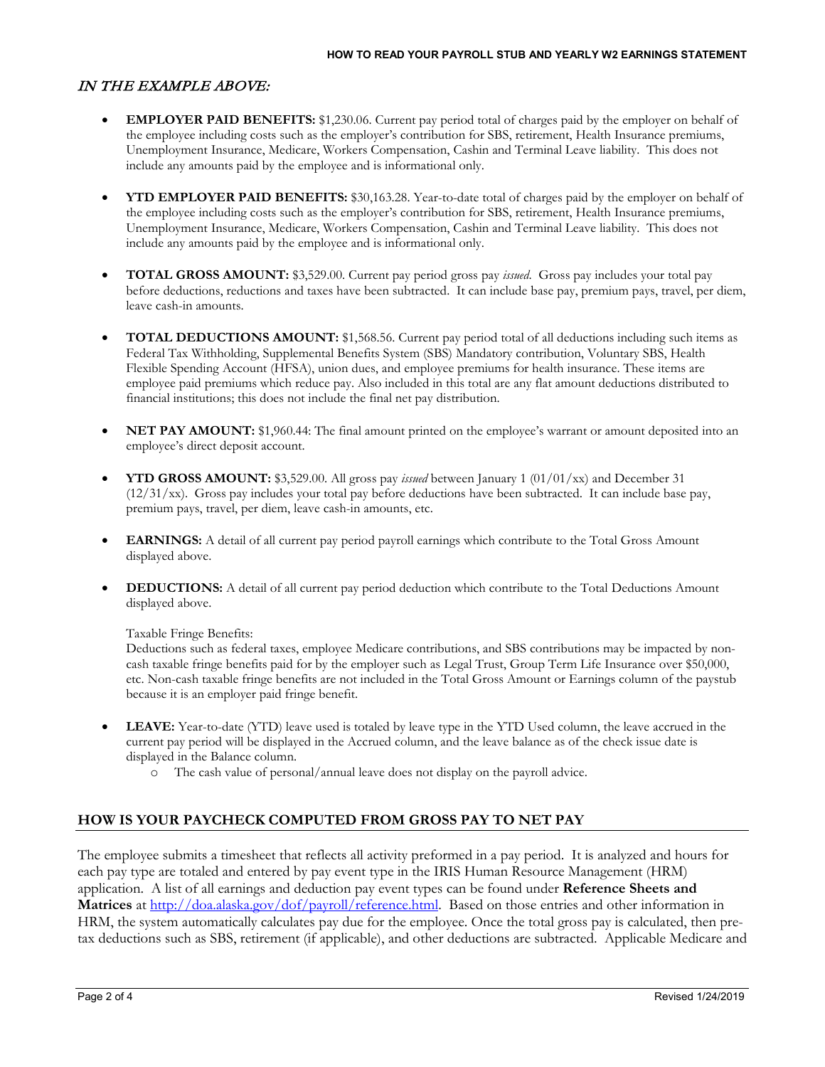## *IN THE EXAMPLE ABOVE:*

- **EMPLOYER PAID BENEFITS:** $1,230.06. Current pay period total of charges paid by the employer on behalf of the employee including costs such as the employer's contribution for SBS, retirement, Health Insurance premiums, Unemployment Insurance, Medicare, Workers Compensation, Cashin and Terminal Leave liability. This does not include any amounts paid by the employee and is informational only.

- **YTD EMPLOYER PAID BENEFITS:** $30,163.28. Year-to-date total of charges paid by the employer on behalf of the employee including costs such as the employer's contribution for SBS, retirement, Health Insurance premiums, Unemployment Insurance, Medicare, Workers Compensation, Cashin and Terminal Leave liability. This does not include any amounts paid by the employee and is informational only.

- **TOTAL GROSS AMOUNT:** $3,529.00. Current pay period gross pay *issued*. Gross pay includes your total pay before deductions, reductions and taxes have been subtracted. It can include base pay, premium pays, travel, per diem, leave cash-in amounts.

- **TOTAL DEDUCTIONS AMOUNT:** $1,568.56. Current pay period total of all deductions including such items as Federal Tax Withholding, Supplemental Benefits System (SBS) Mandatory contribution, Voluntary SBS, Health Flexible Spending Account (HFSA), union dues, and employee premiums for health insurance. These items are employee paid premiums which reduce pay. Also included in this total are any flat amount deductions distributed to financial institutions; this does not include the final net pay distribution.

- **NET PAY AMOUNT:** $1,960.44: The final amount printed on the employee's warrant or amount deposited into an employee's direct deposit account.

- **YTD GROSS AMOUNT:** $3,529.00. All gross pay *issued* between January 1 (01/01/xx) and December 31 (12/31/xx). Gross pay includes your total pay before deductions have been subtracted. It can include base pay, premium pays, travel, per diem, leave cash-in amounts, etc.

- **EARNINGS:** A detail of all current pay period payroll earnings which contribute to the Total Gross Amount displayed above.

- **DEDUCTIONS:** A detail of all current pay period deduction which contribute to the Total Deductions Amount displayed above.

  Taxable Fringe Benefits:
  Deductions such as federal taxes, employee Medicare contributions, and SBS contributions may be impacted by non-cash taxable fringe benefits paid for by the employer such as Legal Trust, Group Term Life Insurance over $50,000, etc. Non-cash taxable fringe benefits are not included in the Total Gross Amount or Earnings column of the paystub because it is an employer paid fringe benefit.

- **LEAVE:** Year-to-date (YTD) leave used is totaled by leave type in the YTD Used column, the leave accrued in the current pay period will be displayed in the Accrued column, and the leave balance as of the check issue date is displayed in the Balance column.
  - The cash value of personal/annual leave does not display on the payroll advice.

## HOW IS YOUR PAYCHECK COMPUTED FROM GROSS PAY TO NET PAY

The employee submits a timesheet that reflects all activity preformed in a pay period. It is analyzed and hours for each pay type are totaled and entered by pay event type in the IRIS Human Resource Management (HRM) application. A list of all earnings and deduction pay event types can be found under **Reference Sheets and Matrices** at [http://doa.alaska.gov/dof/payroll/reference.html](http://doa.alaska.gov/dof/payroll/reference.html). Based on those entries and other information in HRM, the system automatically calculates pay due for the employee. Once the total gross pay is calculated, then pre-tax deductions such as SBS, retirement (if applicable), and other deductions are subtracted. Applicable Medicare and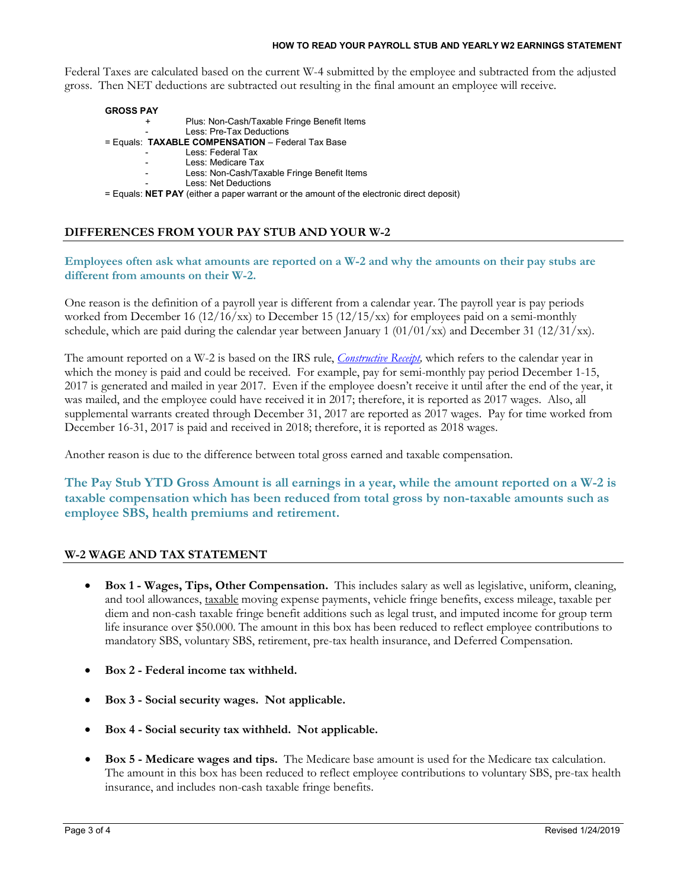Federal Taxes are calculated based on the current W-4 submitted by the employee and subtracted from the adjusted gross. Then NET deductions are subtracted out resulting in the final amount an employee will receive.

**GROSS PAY**

- \+ Plus: Non-Cash/Taxable Fringe Benefit Items
- \- Less: Pre-Tax Deductions

= Equals: **TAXABLE COMPENSATION** – Federal Tax Base

- \- Less: Federal Tax
- \- Less: Medicare Tax
- \- Less: Non-Cash/Taxable Fringe Benefit Items
- \- Less: Net Deductions

= Equals: **NET PAY** (either a paper warrant or the amount of the electronic direct deposit)

## DIFFERENCES FROM YOUR PAY STUB AND YOUR W-2

**Employees often ask what amounts are reported on a W-2 and why the amounts on their pay stubs are different from amounts on their W-2.**

One reason is the definition of a payroll year is different from a calendar year. The payroll year is pay periods worked from December 16 (12/16/xx) to December 15 (12/15/xx) for employees paid on a semi-monthly schedule, which are paid during the calendar year between January 1 (01/01/xx) and December 31 (12/31/xx).

The amount reported on a W-2 is based on the IRS rule, *Constructive Receipt*, which refers to the calendar year in which the money is paid and could be received. For example, pay for semi-monthly pay period December 1-15, 2017 is generated and mailed in year 2017. Even if the employee doesn't receive it until after the end of the year, it was mailed, and the employee could have received it in 2017; therefore, it is reported as 2017 wages. Also, all supplemental warrants created through December 31, 2017 are reported as 2017 wages. Pay for time worked from December 16-31, 2017 is paid and received in 2018; therefore, it is reported as 2018 wages.

Another reason is due to the difference between total gross earned and taxable compensation.

**The Pay Stub YTD Gross Amount is all earnings in a year, while the amount reported on a W-2 is taxable compensation which has been reduced from total gross by non-taxable amounts such as employee SBS, health premiums and retirement.**

## W-2 WAGE AND TAX STATEMENT

- **Box 1 - Wages, Tips, Other Compensation.** This includes salary as well as legislative, uniform, cleaning, and tool allowances, taxable moving expense payments, vehicle fringe benefits, excess mileage, taxable per diem and non-cash taxable fringe benefit additions such as legal trust, and imputed income for group term life insurance over $50.000. The amount in this box has been reduced to reflect employee contributions to mandatory SBS, voluntary SBS, retirement, pre-tax health insurance, and Deferred Compensation.
- **Box 2 - Federal income tax withheld.**
- **Box 3 - Social security wages. Not applicable.**
- **Box 4 - Social security tax withheld. Not applicable.**
- **Box 5 - Medicare wages and tips.** The Medicare base amount is used for the Medicare tax calculation. The amount in this box has been reduced to reflect employee contributions to voluntary SBS, pre-tax health insurance, and includes non-cash taxable fringe benefits.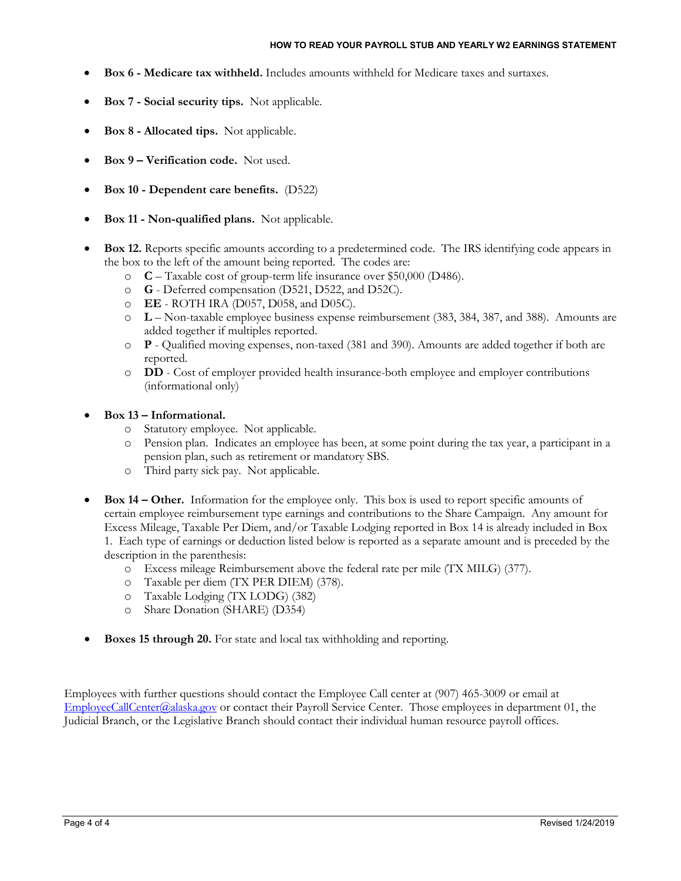- **Box 6 - Medicare tax withheld.** Includes amounts withheld for Medicare taxes and surtaxes.

- **Box 7 - Social security tips.** Not applicable.

- **Box 8 - Allocated tips.** Not applicable.

- **Box 9 – Verification code.** Not used.

- **Box 10 - Dependent care benefits.** (D522)

- **Box 11 - Non-qualified plans.** Not applicable.

- **Box 12.** Reports specific amounts according to a predetermined code. The IRS identifying code appears in the box to the left of the amount being reported. The codes are:
  - **C** – Taxable cost of group-term life insurance over $50,000 (D486).
  - **G** - Deferred compensation (D521, D522, and D52C).
  - **EE** - ROTH IRA (D057, D058, and D05C).
  - **L** – Non-taxable employee business expense reimbursement (383, 384, 387, and 388). Amounts are added together if multiples reported.
  - **P** - Qualified moving expenses, non-taxed (381 and 390). Amounts are added together if both are reported.
  - **DD** - Cost of employer provided health insurance-both employee and employer contributions (informational only)

- **Box 13 – Informational.**
  - Statutory employee. Not applicable.
  - Pension plan. Indicates an employee has been, at some point during the tax year, a participant in a pension plan, such as retirement or mandatory SBS.
  - Third party sick pay. Not applicable.

- **Box 14 – Other.** Information for the employee only. This box is used to report specific amounts of certain employee reimbursement type earnings and contributions to the Share Campaign. Any amount for Excess Mileage, Taxable Per Diem, and/or Taxable Lodging reported in Box 14 is already included in Box 1. Each type of earnings or deduction listed below is reported as a separate amount and is preceded by the description in the parenthesis:
  - Excess mileage Reimbursement above the federal rate per mile (TX MILG) (377).
  - Taxable per diem (TX PER DIEM) (378).
  - Taxable Lodging (TX LODG) (382)
  - Share Donation (SHARE) (D354)

- **Boxes 15 through 20.** For state and local tax withholding and reporting.

Employees with further questions should contact the Employee Call center at (907) 465-3009 or email at EmployeeCallCenter@alaska.gov or contact their Payroll Service Center. Those employees in department 01, the Judicial Branch, or the Legislative Branch should contact their individual human resource payroll offices.